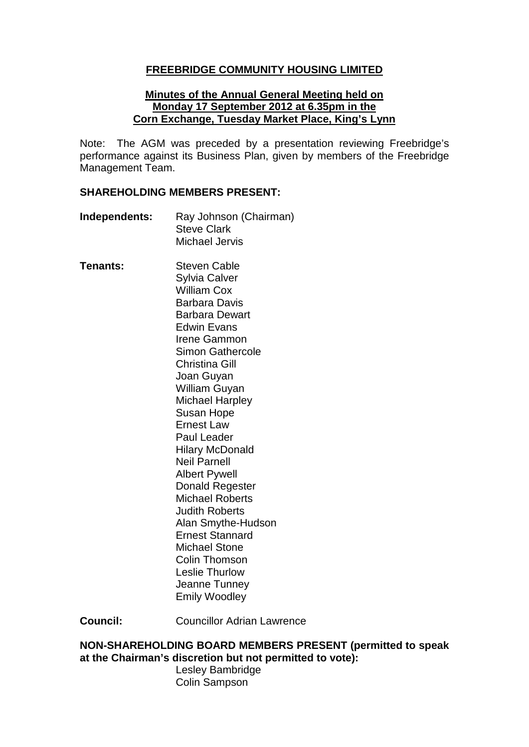**FREEBRIDGE COMMUNITY HOUSING LIMITED**

**Minutes of the Annual General Meeting held on Monday 17 September 2012 at 6.35pm in the Corn Exchange, Tuesday Market Place, King's Lynn**

Note: The AGM was preceded by a presentation reviewing Freebridge's performance against its Business Plan, given by members of the Freebridge Management Team.

**SHAREHOLDING MEMBERS PRESENT:**

**Independents:**
- Ray Johnson (Chairman)
- Steve Clark
- Michael Jervis

**Tenants:**
- Steven Cable
- Sylvia Calver
- William Cox
- Barbara Davis
- Barbara Dewart
- Edwin Evans
- Irene Gammon
- Simon Gathercole
- Christina Gill
- Joan Guyan
- William Guyan
- Michael Harpley
- Susan Hope
- Ernest Law
- Paul Leader
- Hilary McDonald
- Neil Parnell
- Albert Pywell
- Donald Regester
- Michael Roberts
- Judith Roberts
- Alan Smythe-Hudson
- Ernest Stannard
- Michael Stone
- Colin Thomson
- Leslie Thurlow
- Jeanne Tunney
- Emily Woodley

**Council:** Councillor Adrian Lawrence

**NON-SHAREHOLDING BOARD MEMBERS PRESENT (permitted to speak at the Chairman's discretion but not permitted to vote):**

- Lesley Bambridge
- Colin Sampson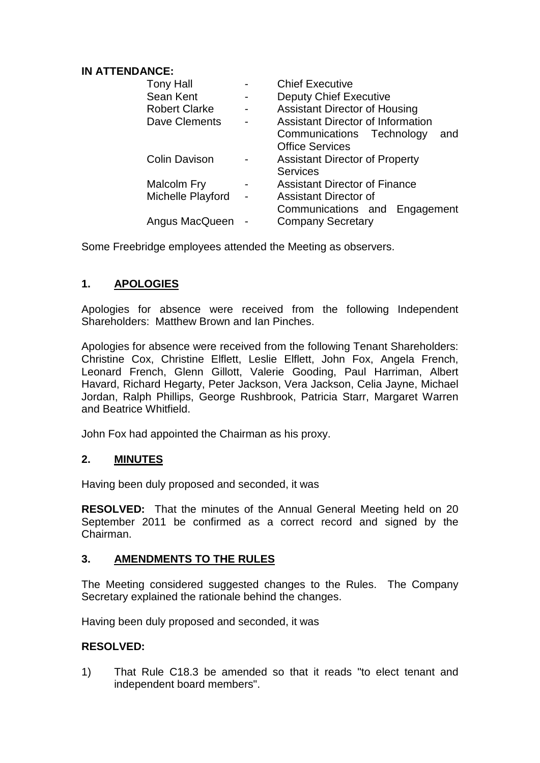**IN ATTENDANCE:**

| | | |
|---|---|---|
| Tony Hall | - | Chief Executive |
| Sean Kent | - | Deputy Chief Executive |
| Robert Clarke | - | Assistant Director of Housing |
| Dave Clements | - | Assistant Director of Information Communications Technology and Office Services |
| Colin Davison | - | Assistant Director of Property Services |
| Malcolm Fry | - | Assistant Director of Finance |
| Michelle Playford | - | Assistant Director of Communications and Engagement |
| Angus MacQueen | - | Company Secretary |

Some Freebridge employees attended the Meeting as observers.

## 1. APOLOGIES

Apologies for absence were received from the following Independent Shareholders: Matthew Brown and Ian Pinches.

Apologies for absence were received from the following Tenant Shareholders: Christine Cox, Christine Elflett, Leslie Elflett, John Fox, Angela French, Leonard French, Glenn Gillott, Valerie Gooding, Paul Harriman, Albert Havard, Richard Hegarty, Peter Jackson, Vera Jackson, Celia Jayne, Michael Jordan, Ralph Phillips, George Rushbrook, Patricia Starr, Margaret Warren and Beatrice Whitfield.

John Fox had appointed the Chairman as his proxy.

## 2. MINUTES

Having been duly proposed and seconded, it was

**RESOLVED:** That the minutes of the Annual General Meeting held on 20 September 2011 be confirmed as a correct record and signed by the Chairman.

## 3. AMENDMENTS TO THE RULES

The Meeting considered suggested changes to the Rules. The Company Secretary explained the rationale behind the changes.

Having been duly proposed and seconded, it was

**RESOLVED:**

1) That Rule C18.3 be amended so that it reads "to elect tenant and independent board members".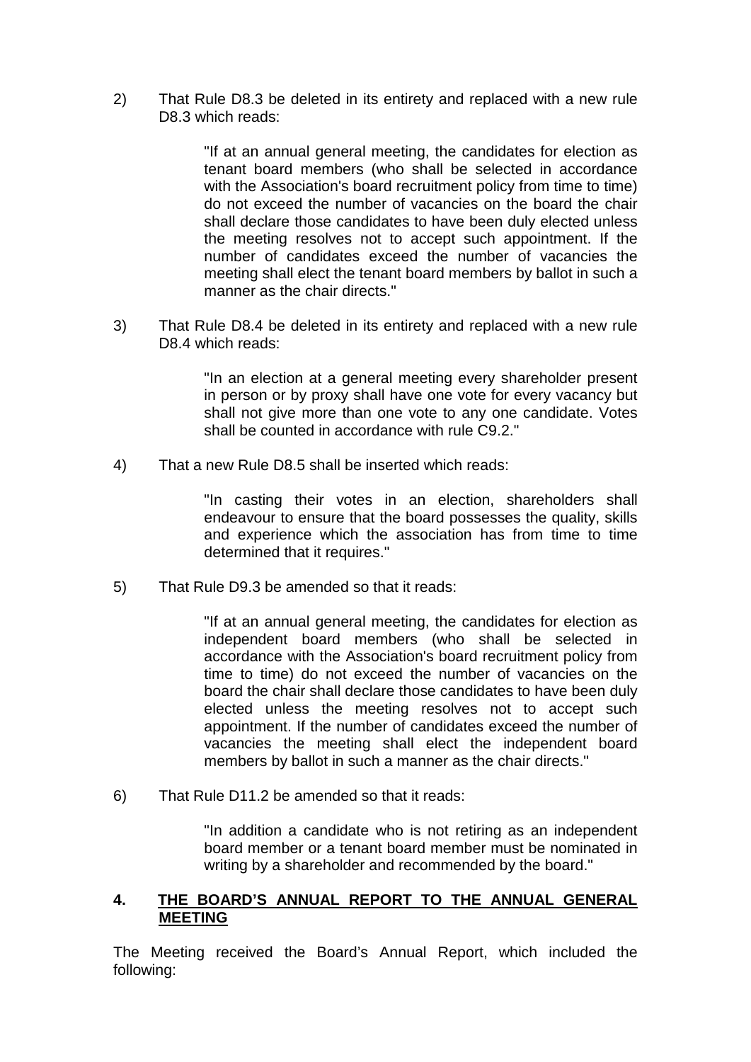2) That Rule D8.3 be deleted in its entirety and replaced with a new rule D8.3 which reads:

> "If at an annual general meeting, the candidates for election as tenant board members (who shall be selected in accordance with the Association's board recruitment policy from time to time) do not exceed the number of vacancies on the board the chair shall declare those candidates to have been duly elected unless the meeting resolves not to accept such appointment. If the number of candidates exceed the number of vacancies the meeting shall elect the tenant board members by ballot in such a manner as the chair directs."

3) That Rule D8.4 be deleted in its entirety and replaced with a new rule D8.4 which reads:

> "In an election at a general meeting every shareholder present in person or by proxy shall have one vote for every vacancy but shall not give more than one vote to any one candidate. Votes shall be counted in accordance with rule C9.2."

4) That a new Rule D8.5 shall be inserted which reads:

> "In casting their votes in an election, shareholders shall endeavour to ensure that the board possesses the quality, skills and experience which the association has from time to time determined that it requires."

5) That Rule D9.3 be amended so that it reads:

> "If at an annual general meeting, the candidates for election as independent board members (who shall be selected in accordance with the Association's board recruitment policy from time to time) do not exceed the number of vacancies on the board the chair shall declare those candidates to have been duly elected unless the meeting resolves not to accept such appointment. If the number of candidates exceed the number of vacancies the meeting shall elect the independent board members by ballot in such a manner as the chair directs."

6) That Rule D11.2 be amended so that it reads:

> "In addition a candidate who is not retiring as an independent board member or a tenant board member must be nominated in writing by a shareholder and recommended by the board."

## 4. THE BOARD'S ANNUAL REPORT TO THE ANNUAL GENERAL MEETING

The Meeting received the Board's Annual Report, which included the following: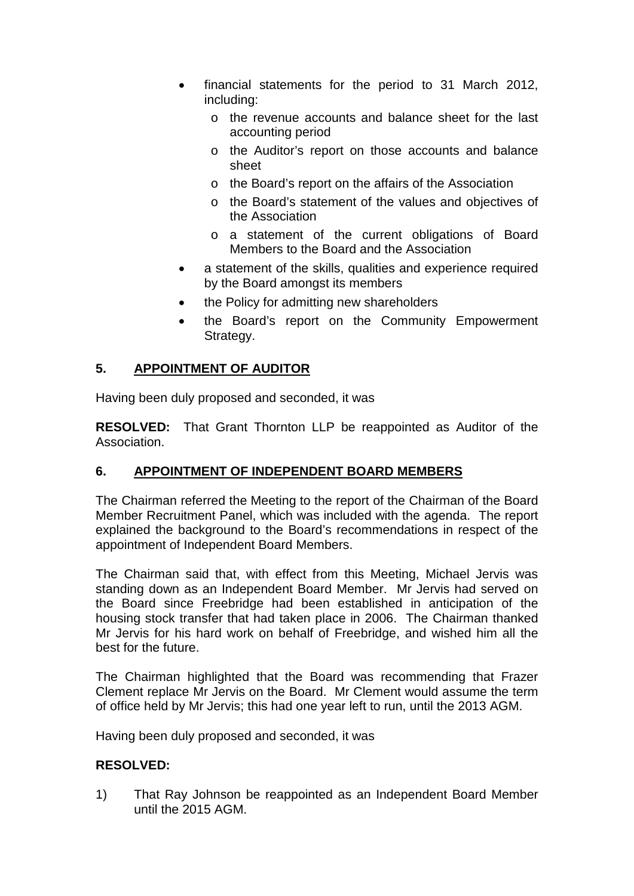- financial statements for the period to 31 March 2012, including:
  - the revenue accounts and balance sheet for the last accounting period
  - the Auditor's report on those accounts and balance sheet
  - the Board's report on the affairs of the Association
  - the Board's statement of the values and objectives of the Association
  - a statement of the current obligations of Board Members to the Board and the Association
- a statement of the skills, qualities and experience required by the Board amongst its members
- the Policy for admitting new shareholders
- the Board's report on the Community Empowerment Strategy.

## 5. APPOINTMENT OF AUDITOR

Having been duly proposed and seconded, it was

**RESOLVED:** That Grant Thornton LLP be reappointed as Auditor of the Association.

## 6. APPOINTMENT OF INDEPENDENT BOARD MEMBERS

The Chairman referred the Meeting to the report of the Chairman of the Board Member Recruitment Panel, which was included with the agenda. The report explained the background to the Board's recommendations in respect of the appointment of Independent Board Members.

The Chairman said that, with effect from this Meeting, Michael Jervis was standing down as an Independent Board Member. Mr Jervis had served on the Board since Freebridge had been established in anticipation of the housing stock transfer that had taken place in 2006. The Chairman thanked Mr Jervis for his hard work on behalf of Freebridge, and wished him all the best for the future.

The Chairman highlighted that the Board was recommending that Frazer Clement replace Mr Jervis on the Board. Mr Clement would assume the term of office held by Mr Jervis; this had one year left to run, until the 2013 AGM.

Having been duly proposed and seconded, it was

**RESOLVED:**

1) That Ray Johnson be reappointed as an Independent Board Member until the 2015 AGM.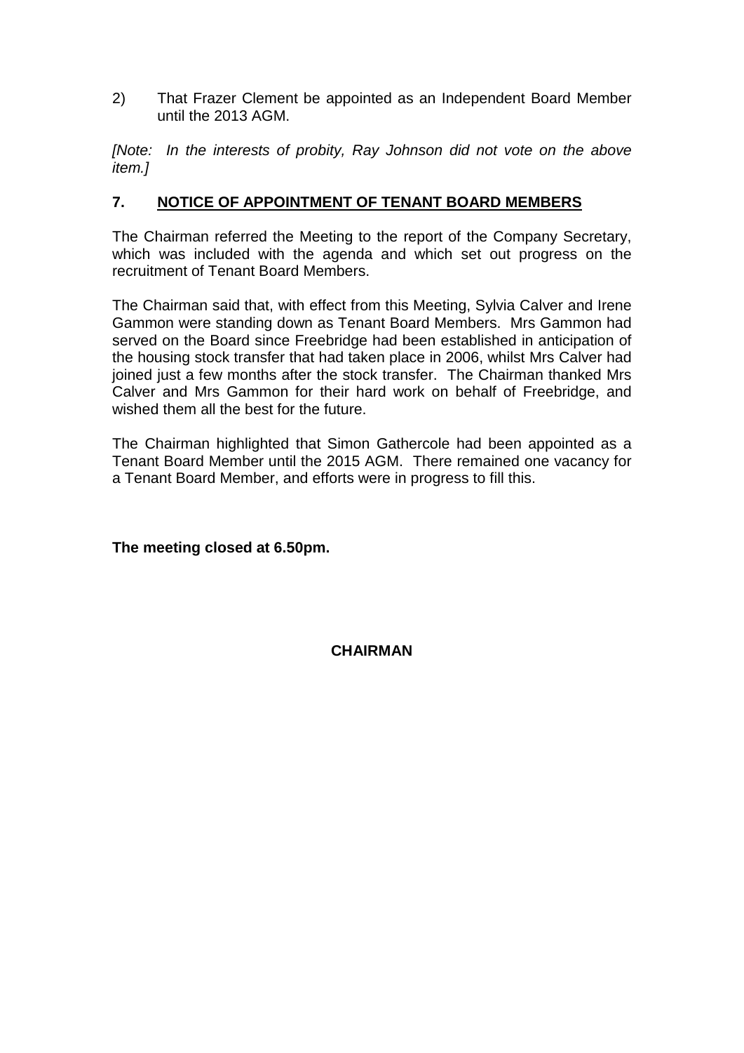2) That Frazer Clement be appointed as an Independent Board Member until the 2013 AGM.

*[Note: In the interests of probity, Ray Johnson did not vote on the above item.]*

## 7. NOTICE OF APPOINTMENT OF TENANT BOARD MEMBERS

The Chairman referred the Meeting to the report of the Company Secretary, which was included with the agenda and which set out progress on the recruitment of Tenant Board Members.

The Chairman said that, with effect from this Meeting, Sylvia Calver and Irene Gammon were standing down as Tenant Board Members. Mrs Gammon had served on the Board since Freebridge had been established in anticipation of the housing stock transfer that had taken place in 2006, whilst Mrs Calver had joined just a few months after the stock transfer. The Chairman thanked Mrs Calver and Mrs Gammon for their hard work on behalf of Freebridge, and wished them all the best for the future.

The Chairman highlighted that Simon Gathercole had been appointed as a Tenant Board Member until the 2015 AGM. There remained one vacancy for a Tenant Board Member, and efforts were in progress to fill this.

**The meeting closed at 6.50pm.**

**CHAIRMAN**